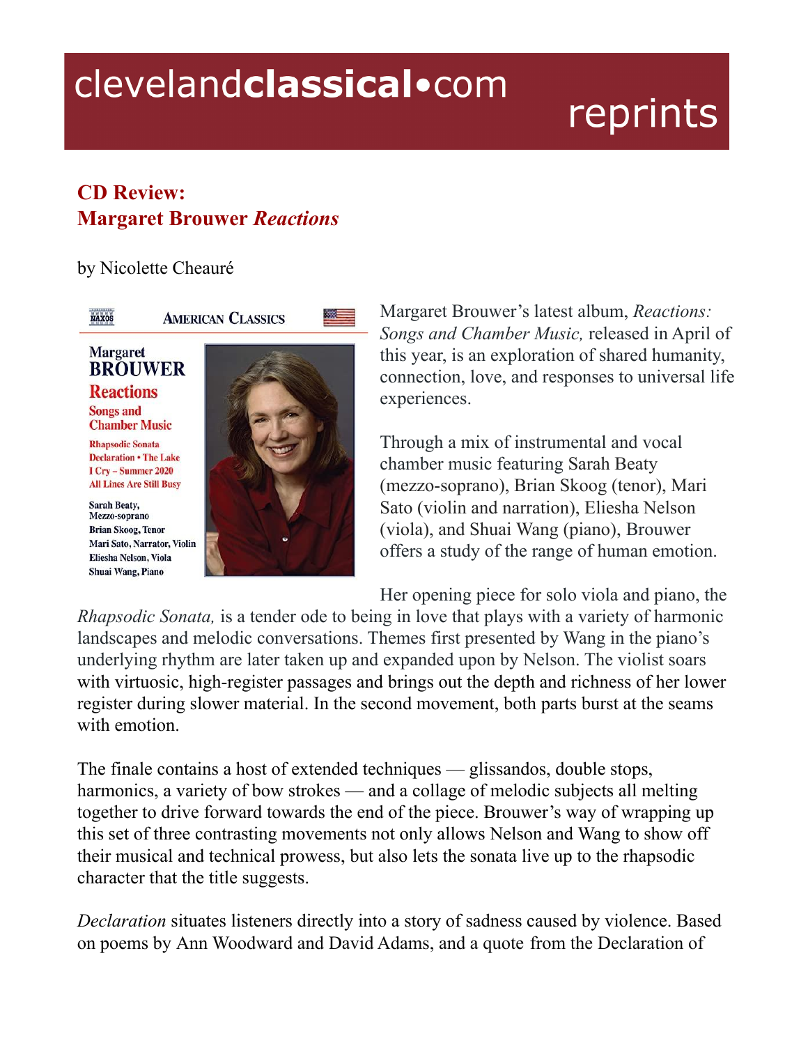# CD Review: Margaret Brouwer *Reactions*

by Nicolette Cheauré

Margaret Brouwer's latest album, *Reactions: Songs and Chamber Music,* released in April of this year, is an exploration of shared humanity, connection, love, and responses to universal life experiences.

Through a mix of instrumental and vocal chamber music featuring Sarah Beaty (mezzo-soprano), Brian Skoog (tenor), Mari Sato (violin and narration), Eliesha Nelson (viola), and Shuai Wang (piano), Brouwer offers a study of the range of human emotion.

Her opening piece for solo viola and piano, the *Rhapsodic Sonata,* is a tender ode to being in love that plays with a variety of harmonic landscapes and melodic conversations. Themes first presented by Wang in the piano's underlying rhythm are later taken up and expanded upon by Nelson. The violist soars with virtuosic, high-register passages and brings out the depth and richness of her lower register during slower material. In the second movement, both parts burst at the seams with emotion.

The finale contains a host of extended techniques — glissandos, double stops, harmonics, a variety of bow strokes — and a collage of melodic subjects all melting together to drive forward towards the end of the piece. Brouwer's way of wrapping up this set of three contrasting movements not only allows Nelson and Wang to show off their musical and technical prowess, but also lets the sonata live up to the rhapsodic character that the title suggests.

*Declaration* situates listeners directly into a story of sadness caused by violence. Based on poems by Ann Woodward and David Adams, and a quote from the Declaration of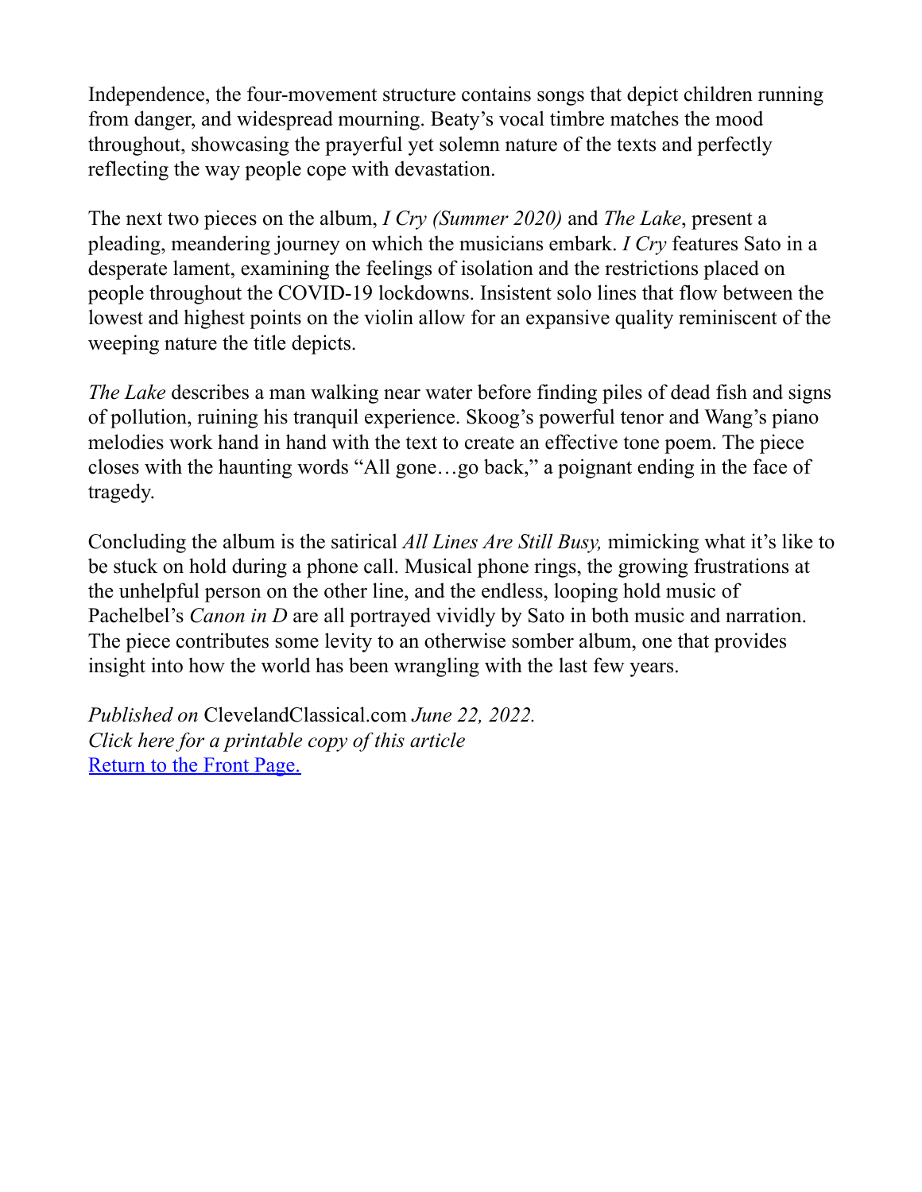Independence, the four-movement structure contains songs that depict children running from danger, and widespread mourning. Beaty's vocal timbre matches the mood throughout, showcasing the prayerful yet solemn nature of the texts and perfectly reflecting the way people cope with devastation.

The next two pieces on the album, *I Cry (Summer 2020)* and *The Lake*, present a pleading, meandering journey on which the musicians embark. *I Cry* features Sato in a desperate lament, examining the feelings of isolation and the restrictions placed on people throughout the COVID-19 lockdowns. Insistent solo lines that flow between the lowest and highest points on the violin allow for an expansive quality reminiscent of the weeping nature the title depicts.

*The Lake* describes a man walking near water before finding piles of dead fish and signs of pollution, ruining his tranquil experience. Skoog's powerful tenor and Wang's piano melodies work hand in hand with the text to create an effective tone poem. The piece closes with the haunting words "All gone…go back," a poignant ending in the face of tragedy.

Concluding the album is the satirical *All Lines Are Still Busy,* mimicking what it's like to be stuck on hold during a phone call. Musical phone rings, the growing frustrations at the unhelpful person on the other line, and the endless, looping hold music of Pachelbel's *Canon in D* are all portrayed vividly by Sato in both music and narration. The piece contributes some levity to an otherwise somber album, one that provides insight into how the world has been wrangling with the last few years.

*Published on* ClevelandClassical.com *June 22, 2022.*
*Click here for a printable copy of this article*
Return to the Front Page.